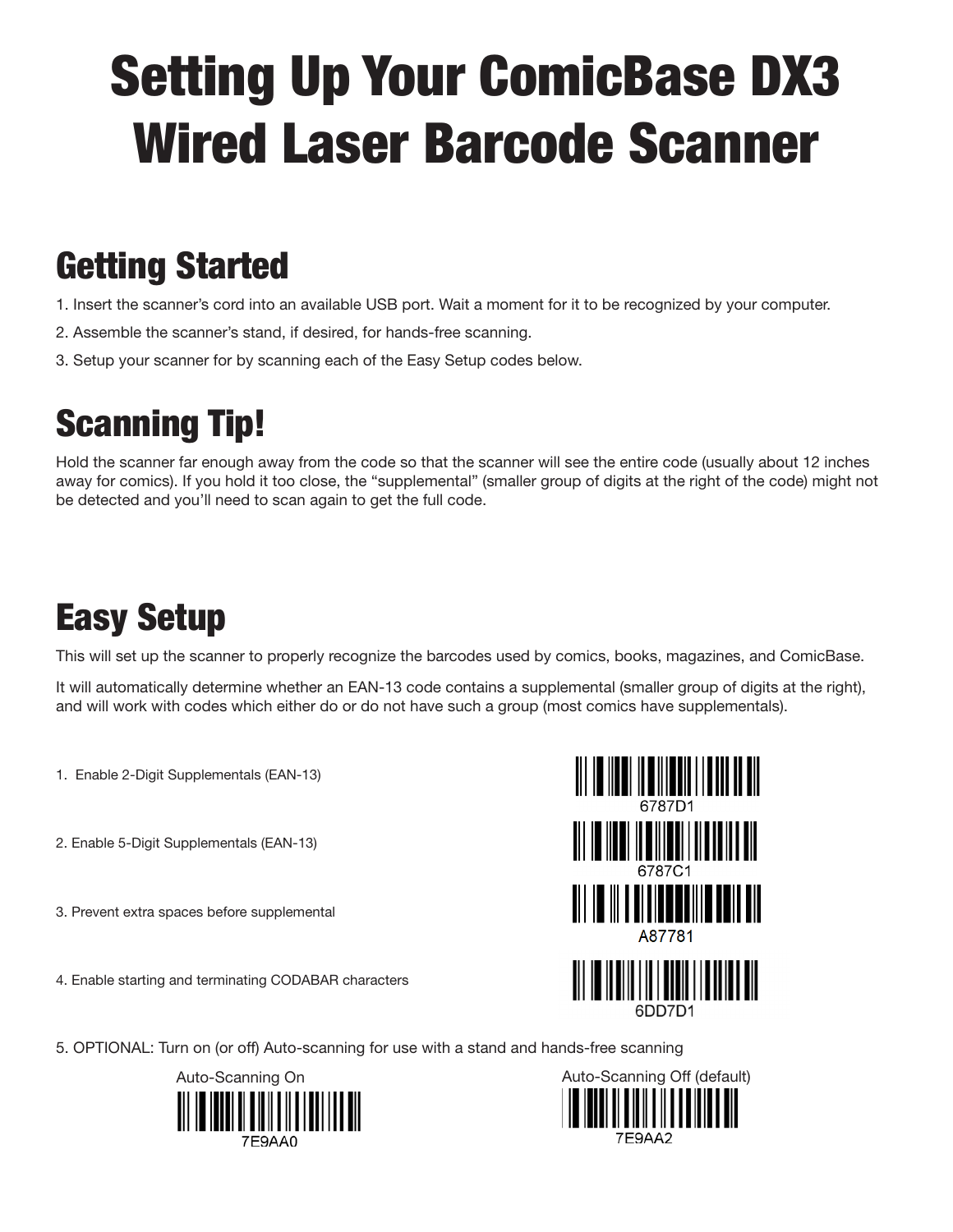# Setting Up Your ComicBase DX3 Wired Laser Barcode Scanner

## Getting Started

1. Insert the scanner's cord into an available USB port. Wait a moment for it to be recognized by your computer.
2. Assemble the scanner's stand, if desired, for hands-free scanning.
3. Setup your scanner for by scanning each of the Easy Setup codes below.

## Scanning Tip!

Hold the scanner far enough away from the code so that the scanner will see the entire code (usually about 12 inches away for comics). If you hold it too close, the "supplemental" (smaller group of digits at the right of the code) might not be detected and you'll need to scan again to get the full code.

## Easy Setup

This will set up the scanner to properly recognize the barcodes used by comics, books, magazines, and ComicBase.

It will automatically determine whether an EAN-13 code contains a supplemental (smaller group of digits at the right), and will work with codes which either do or do not have such a group (most comics have supplementals).

1. Enable 2-Digit Supplementals (EAN-13)

   6787D1

2. Enable 5-Digit Supplementals (EAN-13)

   6787C1

3. Prevent extra spaces before supplemental

   A87781

4. Enable starting and terminating CODABAR characters

   6DD7D1

5. OPTIONAL: Turn on (or off) Auto-scanning for use with a stand and hands-free scanning

   Auto-Scanning On

   7E9AA0

   Auto-Scanning Off (default)

   7E9AA2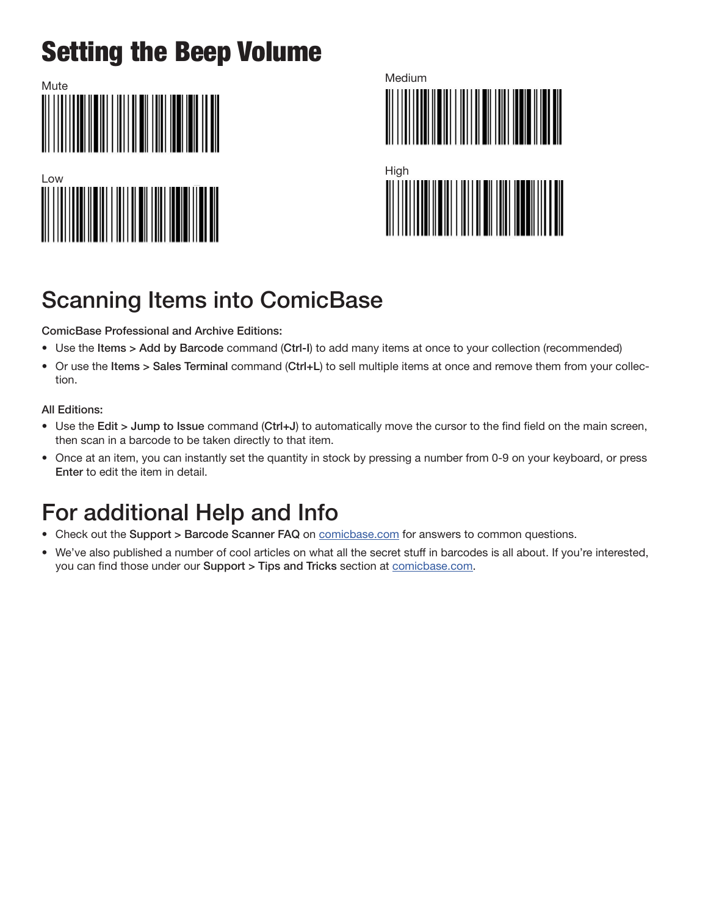# Setting the Beep Volume

Mute

Low

Medium

High

## Scanning Items into ComicBase

**ComicBase Professional and Archive Editions:**

- Use the **Items > Add by Barcode** command (**Ctrl-I**) to add many items at once to your collection (recommended)
- Or use the **Items > Sales Terminal** command (**Ctrl+L**) to sell multiple items at once and remove them from your collection.

**All Editions:**

- Use the **Edit > Jump to Issue** command (**Ctrl+J**) to automatically move the cursor to the find field on the main screen, then scan in a barcode to be taken directly to that item.
- Once at an item, you can instantly set the quantity in stock by pressing a number from 0-9 on your keyboard, or press **Enter** to edit the item in detail.

## For additional Help and Info

- Check out the **Support > Barcode Scanner FAQ** on comicbase.com for answers to common questions.
- We've also published a number of cool articles on what all the secret stuff in barcodes is all about. If you're interested, you can find those under our **Support > Tips and Tricks** section at comicbase.com.